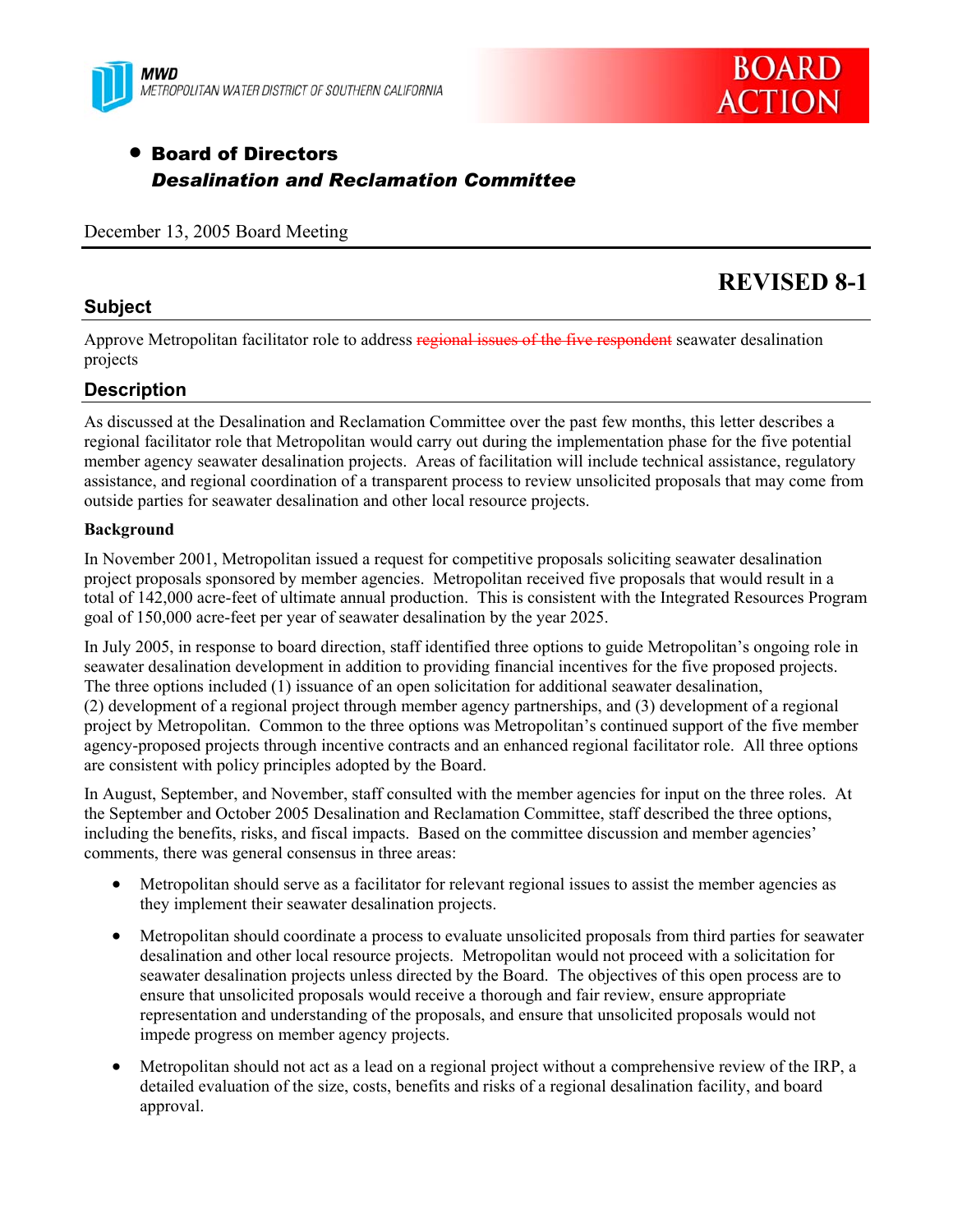MWD
METROPOLITAN WATER DISTRICT OF SOUTHERN CALIFORNIA

BOARD ACTION

- **Board of Directors**
  ***Desalination and Reclamation Committee***

December 13, 2005 Board Meeting

# REVISED 8-1

## Subject

Approve Metropolitan facilitator role to address ~~regional issues of the five respondent~~ seawater desalination projects

## Description

As discussed at the Desalination and Reclamation Committee over the past few months, this letter describes a regional facilitator role that Metropolitan would carry out during the implementation phase for the five potential member agency seawater desalination projects. Areas of facilitation will include technical assistance, regulatory assistance, and regional coordination of a transparent process to review unsolicited proposals that may come from outside parties for seawater desalination and other local resource projects.

**Background**

In November 2001, Metropolitan issued a request for competitive proposals soliciting seawater desalination project proposals sponsored by member agencies. Metropolitan received five proposals that would result in a total of 142,000 acre-feet of ultimate annual production. This is consistent with the Integrated Resources Program goal of 150,000 acre-feet per year of seawater desalination by the year 2025.

In July 2005, in response to board direction, staff identified three options to guide Metropolitan's ongoing role in seawater desalination development in addition to providing financial incentives for the five proposed projects. The three options included (1) issuance of an open solicitation for additional seawater desalination, (2) development of a regional project through member agency partnerships, and (3) development of a regional project by Metropolitan. Common to the three options was Metropolitan's continued support of the five member agency-proposed projects through incentive contracts and an enhanced regional facilitator role. All three options are consistent with policy principles adopted by the Board.

In August, September, and November, staff consulted with the member agencies for input on the three roles. At the September and October 2005 Desalination and Reclamation Committee, staff described the three options, including the benefits, risks, and fiscal impacts. Based on the committee discussion and member agencies' comments, there was general consensus in three areas:

- Metropolitan should serve as a facilitator for relevant regional issues to assist the member agencies as they implement their seawater desalination projects.
- Metropolitan should coordinate a process to evaluate unsolicited proposals from third parties for seawater desalination and other local resource projects. Metropolitan would not proceed with a solicitation for seawater desalination projects unless directed by the Board. The objectives of this open process are to ensure that unsolicited proposals would receive a thorough and fair review, ensure appropriate representation and understanding of the proposals, and ensure that unsolicited proposals would not impede progress on member agency projects.
- Metropolitan should not act as a lead on a regional project without a comprehensive review of the IRP, a detailed evaluation of the size, costs, benefits and risks of a regional desalination facility, and board approval.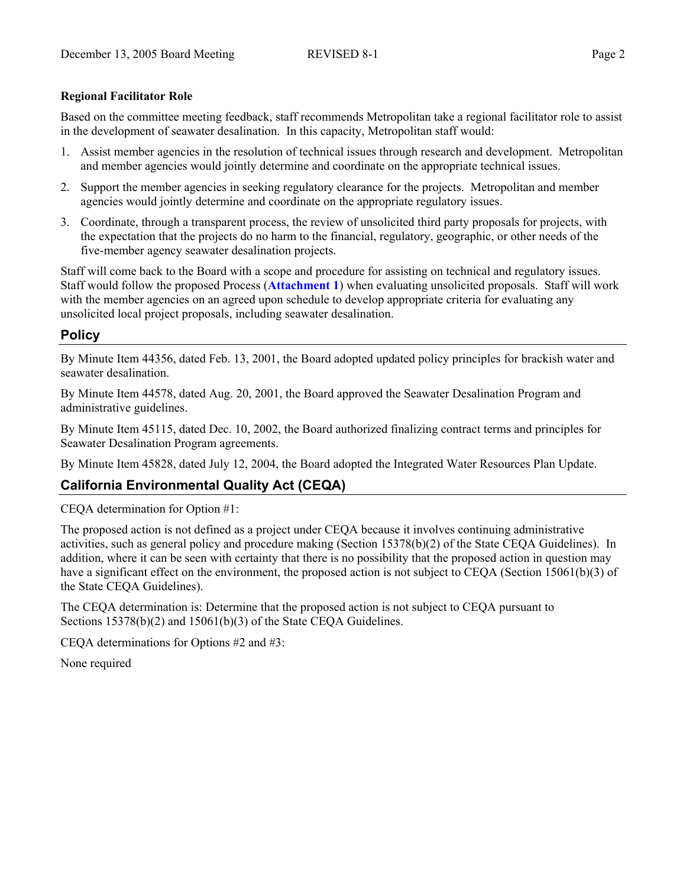**Regional Facilitator Role**

Based on the committee meeting feedback, staff recommends Metropolitan take a regional facilitator role to assist in the development of seawater desalination. In this capacity, Metropolitan staff would:

1. Assist member agencies in the resolution of technical issues through research and development. Metropolitan and member agencies would jointly determine and coordinate on the appropriate technical issues.
2. Support the member agencies in seeking regulatory clearance for the projects. Metropolitan and member agencies would jointly determine and coordinate on the appropriate regulatory issues.
3. Coordinate, through a transparent process, the review of unsolicited third party proposals for projects, with the expectation that the projects do no harm to the financial, regulatory, geographic, or other needs of the five-member agency seawater desalination projects.

Staff will come back to the Board with a scope and procedure for assisting on technical and regulatory issues. Staff would follow the proposed Process (**Attachment 1**) when evaluating unsolicited proposals. Staff will work with the member agencies on an agreed upon schedule to develop appropriate criteria for evaluating any unsolicited local project proposals, including seawater desalination.

## Policy

By Minute Item 44356, dated Feb. 13, 2001, the Board adopted updated policy principles for brackish water and seawater desalination.

By Minute Item 44578, dated Aug. 20, 2001, the Board approved the Seawater Desalination Program and administrative guidelines.

By Minute Item 45115, dated Dec. 10, 2002, the Board authorized finalizing contract terms and principles for Seawater Desalination Program agreements.

By Minute Item 45828, dated July 12, 2004, the Board adopted the Integrated Water Resources Plan Update.

## California Environmental Quality Act (CEQA)

CEQA determination for Option #1:

The proposed action is not defined as a project under CEQA because it involves continuing administrative activities, such as general policy and procedure making (Section 15378(b)(2) of the State CEQA Guidelines). In addition, where it can be seen with certainty that there is no possibility that the proposed action in question may have a significant effect on the environment, the proposed action is not subject to CEQA (Section 15061(b)(3) of the State CEQA Guidelines).

The CEQA determination is: Determine that the proposed action is not subject to CEQA pursuant to Sections 15378(b)(2) and 15061(b)(3) of the State CEQA Guidelines.

CEQA determinations for Options #2 and #3:

None required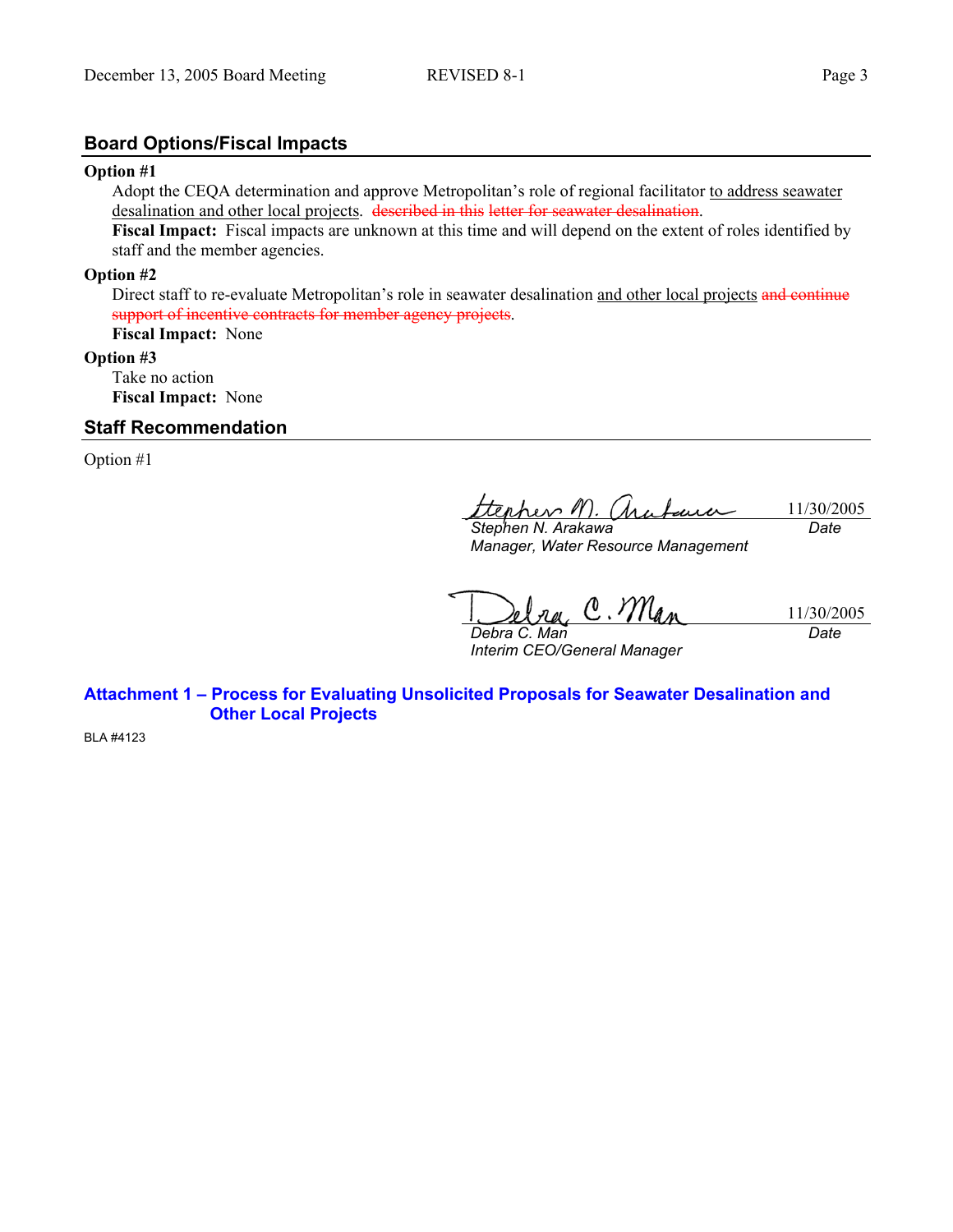## Board Options/Fiscal Impacts

**Option #1**

Adopt the CEQA determination and approve Metropolitan's role of regional facilitator <u>to address seawater desalination and other local projects</u>. ~~described in this letter for seawater desalination~~.

**Fiscal Impact:** Fiscal impacts are unknown at this time and will depend on the extent of roles identified by staff and the member agencies.

**Option #2**

Direct staff to re-evaluate Metropolitan's role in seawater desalination <u>and other local projects</u> ~~and continue support of incentive contracts for member agency projects~~.

**Fiscal Impact:** None

**Option #3**

Take no action

**Fiscal Impact:** None

## Staff Recommendation

Option #1

| | |
|---|---|
| *Stephen N. Arakawa* | 11/30/2005 |
| *Manager, Water Resource Management* | *Date* |

| | |
|---|---|
| *Debra C. Man* | 11/30/2005 |
| *Interim CEO/General Manager* | *Date* |

**Attachment 1 – Process for Evaluating Unsolicited Proposals for Seawater Desalination and Other Local Projects**

BLA #4123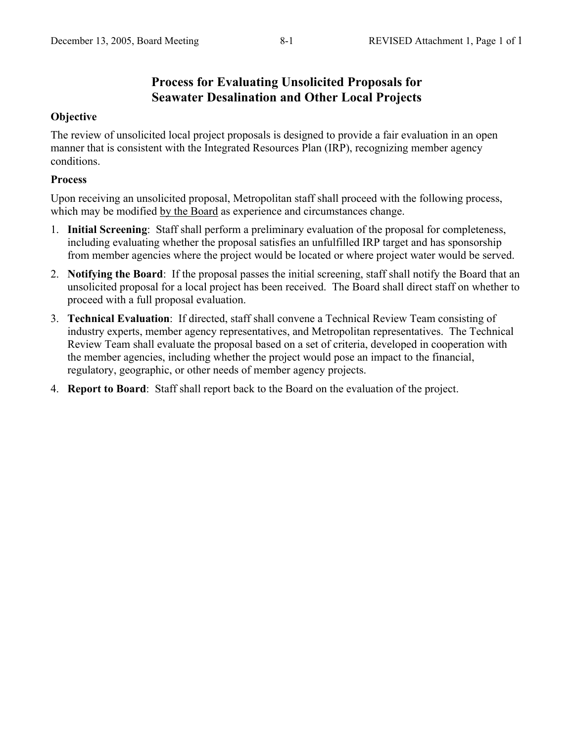# Process for Evaluating Unsolicited Proposals for Seawater Desalination and Other Local Projects

### Objective

The review of unsolicited local project proposals is designed to provide a fair evaluation in an open manner that is consistent with the Integrated Resources Plan (IRP), recognizing member agency conditions.

### Process

Upon receiving an unsolicited proposal, Metropolitan staff shall proceed with the following process, which may be modified by the Board as experience and circumstances change.

1. **Initial Screening**: Staff shall perform a preliminary evaluation of the proposal for completeness, including evaluating whether the proposal satisfies an unfulfilled IRP target and has sponsorship from member agencies where the project would be located or where project water would be served.
2. **Notifying the Board**: If the proposal passes the initial screening, staff shall notify the Board that an unsolicited proposal for a local project has been received. The Board shall direct staff on whether to proceed with a full proposal evaluation.
3. **Technical Evaluation**: If directed, staff shall convene a Technical Review Team consisting of industry experts, member agency representatives, and Metropolitan representatives. The Technical Review Team shall evaluate the proposal based on a set of criteria, developed in cooperation with the member agencies, including whether the project would pose an impact to the financial, regulatory, geographic, or other needs of member agency projects.
4. **Report to Board**: Staff shall report back to the Board on the evaluation of the project.